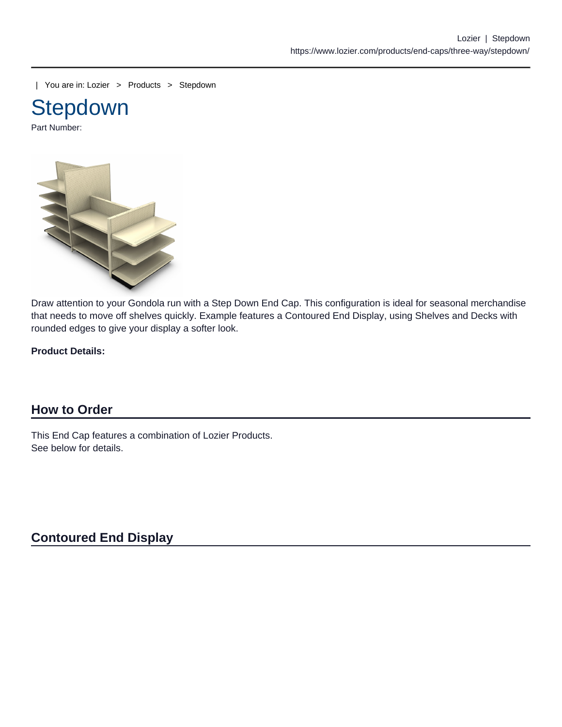| You are in: Lozier > Products > Stepdown

# Stepdown

Part Number:

Draw attention to your Gondola run with a Step Down End Cap. This configuration is ideal for seasonal merchandise that needs to move off shelves quickly. Example features a Contoured End Display, using Shelves and Decks with rounded edges to give your display a softer look.

**Product Details:**

## How to Order

This End Cap features a combination of Lozier Products.
See below for details.

## Contoured End Display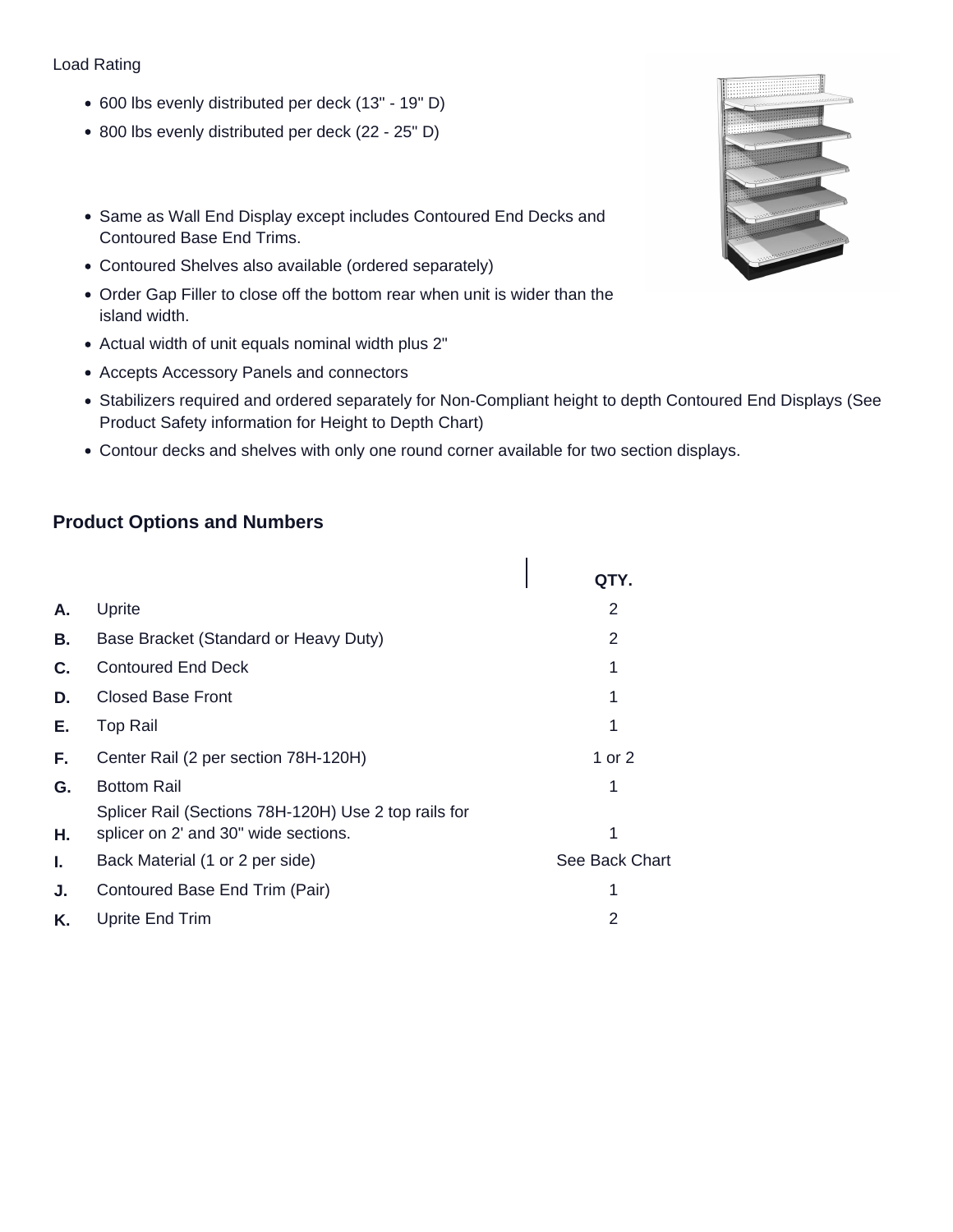Load Rating

- 600 lbs evenly distributed per deck (13" - 19" D)
- 800 lbs evenly distributed per deck (22 - 25" D)

- Same as Wall End Display except includes Contoured End Decks and Contoured Base End Trims.
- Contoured Shelves also available (ordered separately)
- Order Gap Filler to close off the bottom rear when unit is wider than the island width.
- Actual width of unit equals nominal width plus 2"
- Accepts Accessory Panels and connectors
- Stabilizers required and ordered separately for Non-Compliant height to depth Contoured End Displays (See Product Safety information for Height to Depth Chart)
- Contour decks and shelves with only one round corner available for two section displays.

## Product Options and Numbers

| | | QTY. |
|---|---|---|
| **A.** | Uprite | 2 |
| **B.** | Base Bracket (Standard or Heavy Duty) | 2 |
| **C.** | Contoured End Deck | 1 |
| **D.** | Closed Base Front | 1 |
| **E.** | Top Rail | 1 |
| **F.** | Center Rail (2 per section 78H-120H) | 1 or 2 |
| **G.** | Bottom Rail | 1 |
| **H.** | Splicer Rail (Sections 78H-120H) Use 2 top rails for splicer on 2' and 30" wide sections. | 1 |
| **I.** | Back Material (1 or 2 per side) | See Back Chart |
| **J.** | Contoured Base End Trim (Pair) | 1 |
| **K.** | Uprite End Trim | 2 |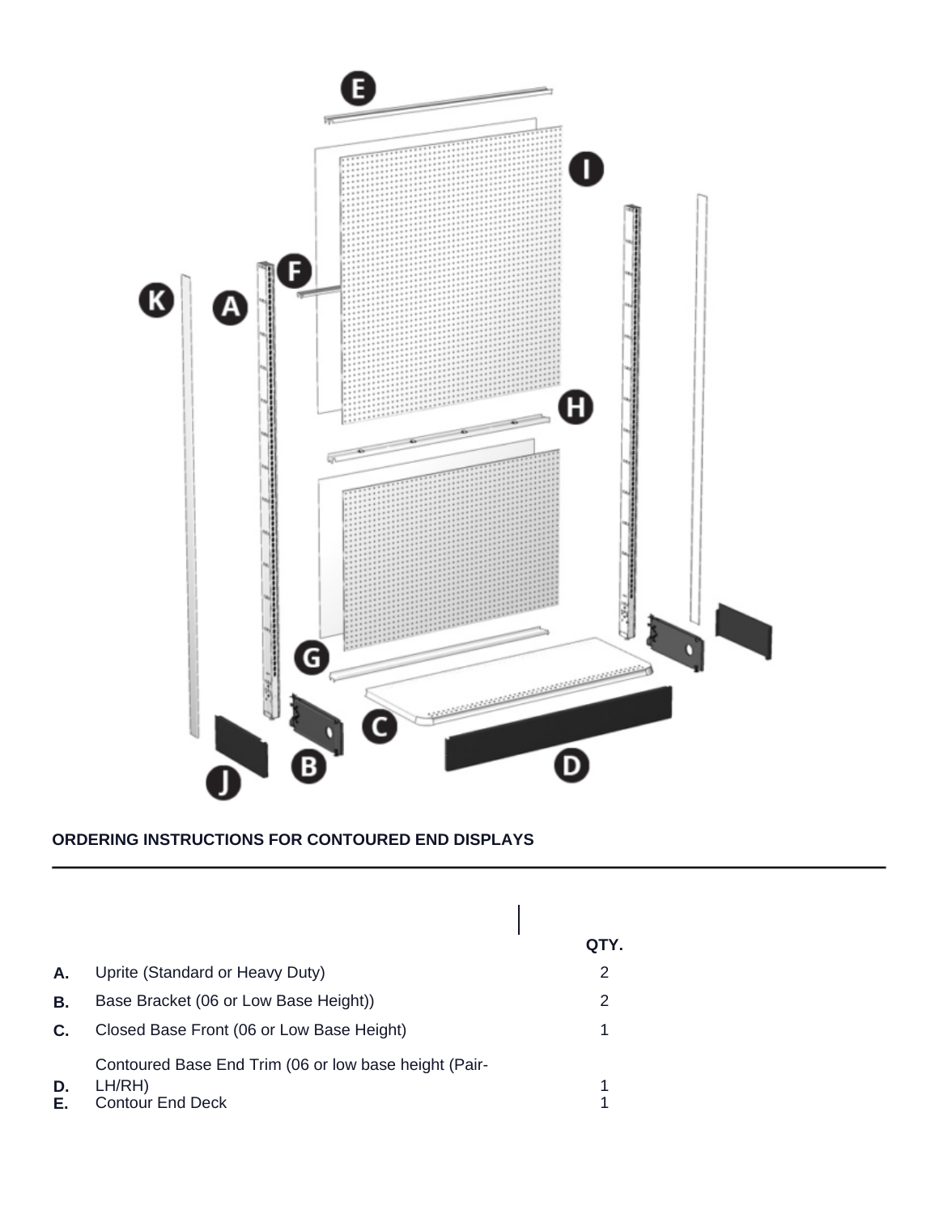**ORDERING INSTRUCTIONS FOR CONTOURED END DISPLAYS**

| | | QTY. |
|---|---|---|
| **A.** | Uprite (Standard or Heavy Duty) | 2 |
| **B.** | Base Bracket (06 or Low Base Height)) | 2 |
| **C.** | Closed Base Front (06 or Low Base Height) | 1 |
| **D.** | Contoured Base End Trim (06 or low base height (Pair-LH/RH) | 1 |
| **E.** | Contour End Deck | 1 |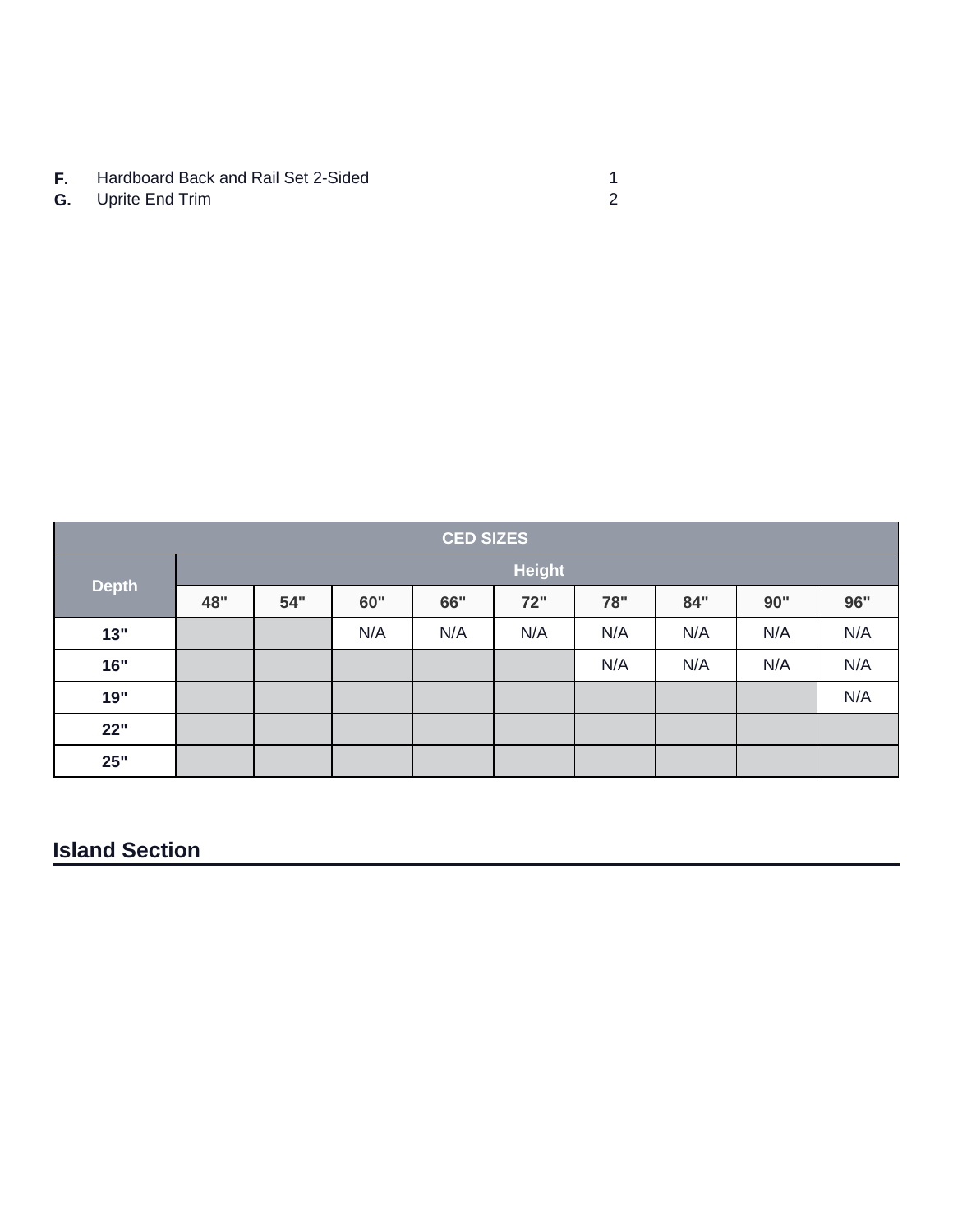**F.** Hardboard Back and Rail Set 2-Sided 1
**G.** Uprite End Trim 2

| CED SIZES | | | | | | | | | |
|---|---|---|---|---|---|---|---|---|---|
| Depth | Height | | | | | | | | |
| | 48" | 54" | 60" | 66" | 72" | 78" | 84" | 90" | 96" |
| 13" | | | N/A | N/A | N/A | N/A | N/A | N/A | N/A |
| 16" | | | | | | N/A | N/A | N/A | N/A |
| 19" | | | | | | | | | N/A |
| 22" | | | | | | | | | |
| 25" | | | | | | | | | |

## Island Section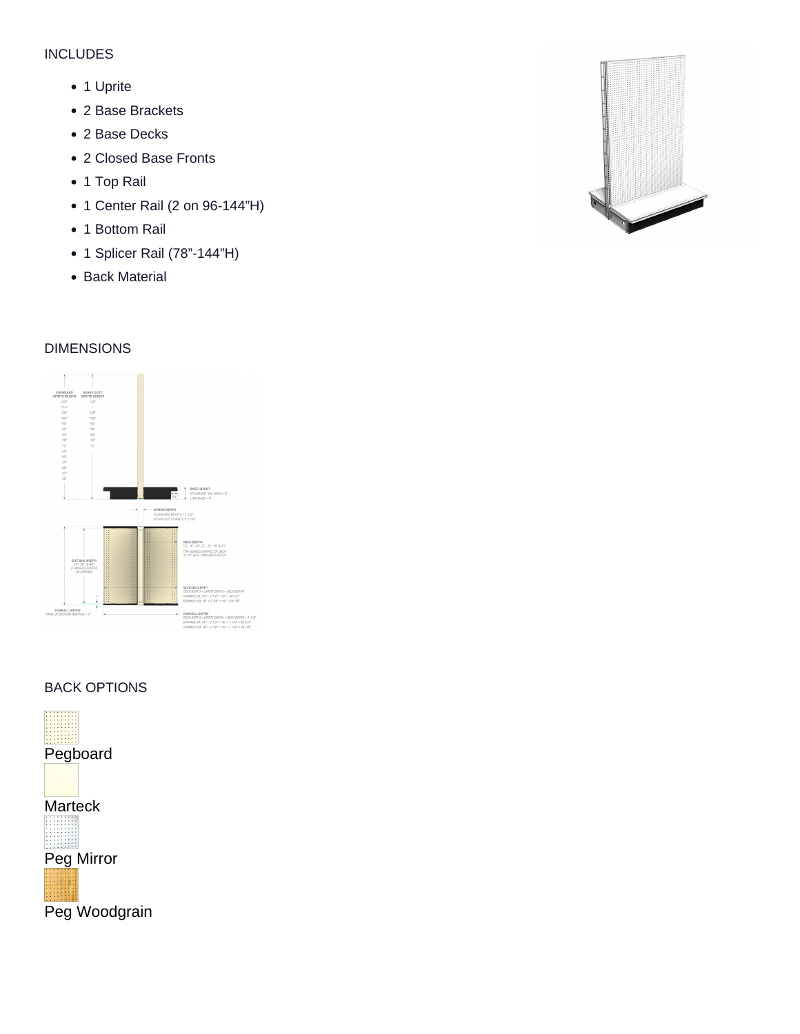INCLUDES

- 1 Uprite
- 2 Base Brackets
- 2 Base Decks
- 2 Closed Base Fronts
- 1 Top Rail
- 1 Center Rail (2 on 96-144"H)
- 1 Bottom Rail
- 1 Splicer Rail (78"-144"H)
- Back Material

DIMENSIONS

BACK OPTIONS

Pegboard

Marteck

Peg Mirror

Peg Woodgrain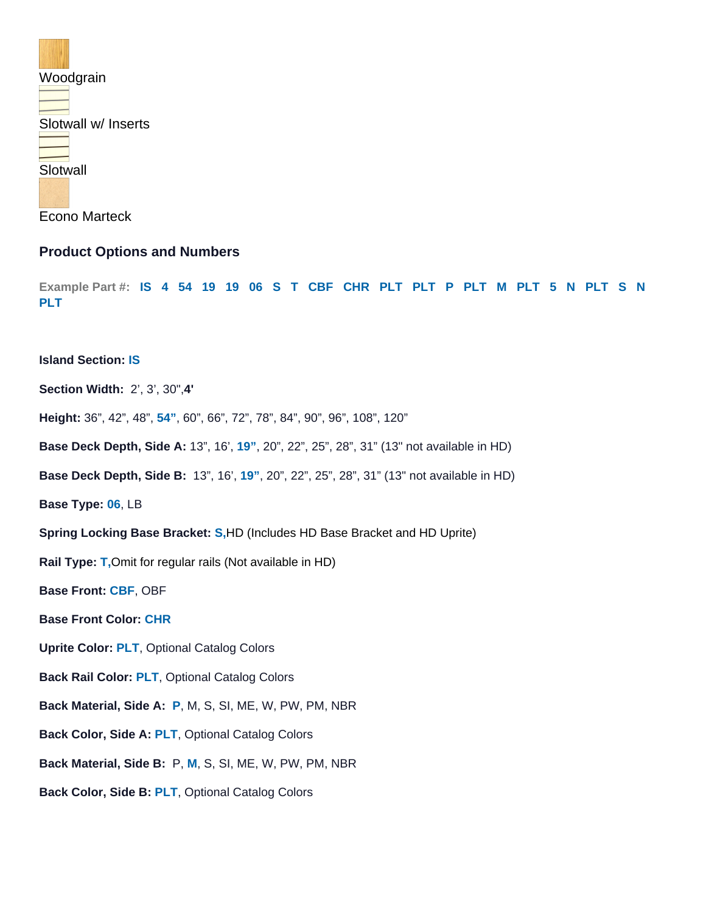Woodgrain

Slotwall w/ Inserts

Slotwall

Econo Marteck

### Product Options and Numbers

**Example Part #:** **IS 4 54 19 19 06 S T CBF CHR PLT PLT P PLT M PLT 5 N PLT S N PLT**

**Island Section:** **IS**

**Section Width:** 2’, 3’, 30",**4'**

**Height:** 36”, 42”, 48”, **54”**, 60”, 66”, 72”, 78”, 84”, 90”, 96”, 108”, 120”

**Base Deck Depth, Side A:** 13”, 16’, **19”**, 20”, 22”, 25”, 28”, 31” (13" not available in HD)

**Base Deck Depth, Side B:** 13”, 16’, **19”**, 20”, 22”, 25”, 28”, 31” (13" not available in HD)

**Base Type:** **06**, LB

**Spring Locking Base Bracket:** **S,**HD (Includes HD Base Bracket and HD Uprite)

**Rail Type:** **T,**Omit for regular rails (Not available in HD)

**Base Front:** **CBF**, OBF

**Base Front Color:** **CHR**

**Uprite Color:** **PLT**, Optional Catalog Colors

**Back Rail Color:** **PLT**, Optional Catalog Colors

**Back Material, Side A:** **P**, M, S, SI, ME, W, PW, PM, NBR

**Back Color, Side A:** **PLT**, Optional Catalog Colors

**Back Material, Side B:** P, **M**, S, SI, ME, W, PW, PM, NBR

**Back Color, Side B:** **PLT**, Optional Catalog Colors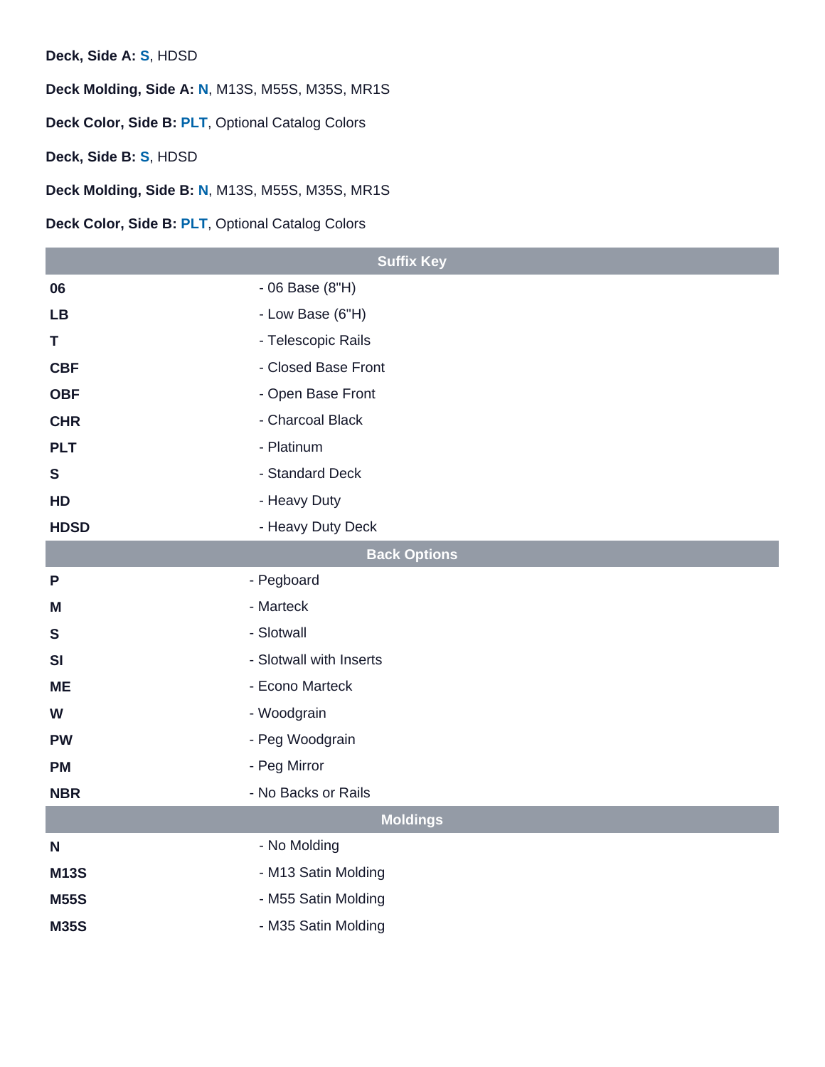**Deck, Side A:** **S**, HDSD

**Deck Molding, Side A:** **N**, M13S, M55S, M35S, MR1S

**Deck Color, Side B:** **PLT**, Optional Catalog Colors

**Deck, Side B:** **S**, HDSD

**Deck Molding, Side B:** **N**, M13S, M55S, M35S, MR1S

**Deck Color, Side B:** **PLT**, Optional Catalog Colors

| Suffix Key | |
|---|---|
| **06** | - 06 Base (8"H) |
| **LB** | - Low Base (6"H) |
| **T** | - Telescopic Rails |
| **CBF** | - Closed Base Front |
| **OBF** | - Open Base Front |
| **CHR** | - Charcoal Black |
| **PLT** | - Platinum |
| **S** | - Standard Deck |
| **HD** | - Heavy Duty |
| **HDSD** | - Heavy Duty Deck |

| Back Options | |
|---|---|
| **P** | - Pegboard |
| **M** | - Marteck |
| **S** | - Slotwall |
| **SI** | - Slotwall with Inserts |
| **ME** | - Econo Marteck |
| **W** | - Woodgrain |
| **PW** | - Peg Woodgrain |
| **PM** | - Peg Mirror |
| **NBR** | - No Backs or Rails |

| Moldings | |
|---|---|
| **N** | - No Molding |
| **M13S** | - M13 Satin Molding |
| **M55S** | - M55 Satin Molding |
| **M35S** | - M35 Satin Molding |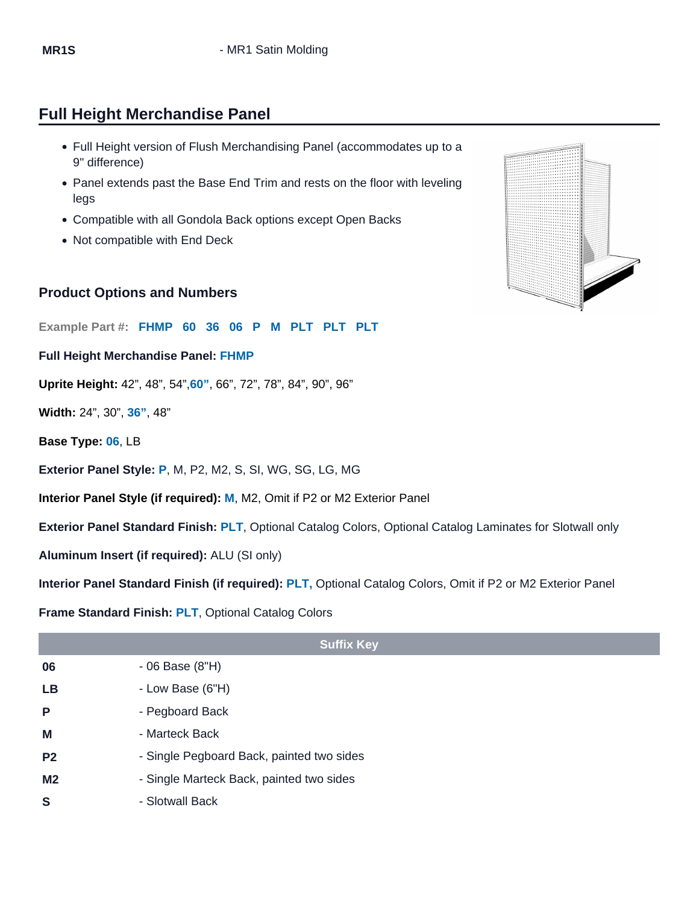| | |
|---|---|
| **MR1S** | - MR1 Satin Molding |

## Full Height Merchandise Panel

- Full Height version of Flush Merchandising Panel (accommodates up to a 9" difference)
- Panel extends past the Base End Trim and rests on the floor with leveling legs
- Compatible with all Gondola Back options except Open Backs
- Not compatible with End Deck

### Product Options and Numbers

**Example Part #:** **FHMP 60 36 06 P M PLT PLT PLT**

**Full Height Merchandise Panel:** **FHMP**

**Uprite Height:** 42”, 48”, 54”,**60”**, 66”, 72”, 78”, 84”, 90”, 96”

**Width:** 24”, 30”, **36”**, 48”

**Base Type:** **06**, LB

**Exterior Panel Style:** **P**, M, P2, M2, S, SI, WG, SG, LG, MG

**Interior Panel Style (if required):** **M**, M2, Omit if P2 or M2 Exterior Panel

**Exterior Panel Standard Finish:** **PLT**, Optional Catalog Colors, Optional Catalog Laminates for Slotwall only

**Aluminum Insert (if required):** ALU (SI only)

**Interior Panel Standard Finish (if required):** **PLT,** Optional Catalog Colors, Omit if P2 or M2 Exterior Panel

**Frame Standard Finish:** **PLT**, Optional Catalog Colors

| Suffix Key | |
|---|---|
| **06** | - 06 Base (8"H) |
| **LB** | - Low Base (6"H) |
| **P** | - Pegboard Back |
| **M** | - Marteck Back |
| **P2** | - Single Pegboard Back, painted two sides |
| **M2** | - Single Marteck Back, painted two sides |
| **S** | - Slotwall Back |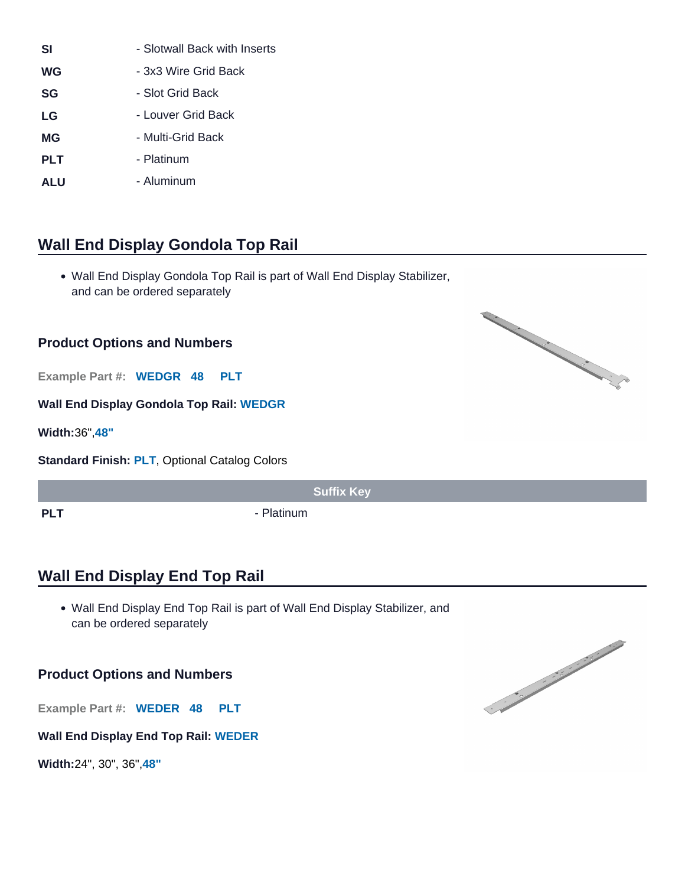| | |
|---|---|
| **SI** | - Slotwall Back with Inserts |
| **WG** | - 3x3 Wire Grid Back |
| **SG** | - Slot Grid Back |
| **LG** | - Louver Grid Back |
| **MG** | - Multi-Grid Back |
| **PLT** | - Platinum |
| **ALU** | - Aluminum |

## Wall End Display Gondola Top Rail

- Wall End Display Gondola Top Rail is part of Wall End Display Stabilizer, and can be ordered separately

### Product Options and Numbers

**Example Part #:** **WEDGR 48 PLT**

**Wall End Display Gondola Top Rail:** **WEDGR**

**Width:** 36", **48"**

**Standard Finish:** **PLT**, Optional Catalog Colors

| Suffix Key | |
|---|---|
| **PLT** | - Platinum |

## Wall End Display End Top Rail

- Wall End Display End Top Rail is part of Wall End Display Stabilizer, and can be ordered separately

### Product Options and Numbers

**Example Part #:** **WEDER 48 PLT**

**Wall End Display End Top Rail:** **WEDER**

**Width:** 24", 30", 36", **48"**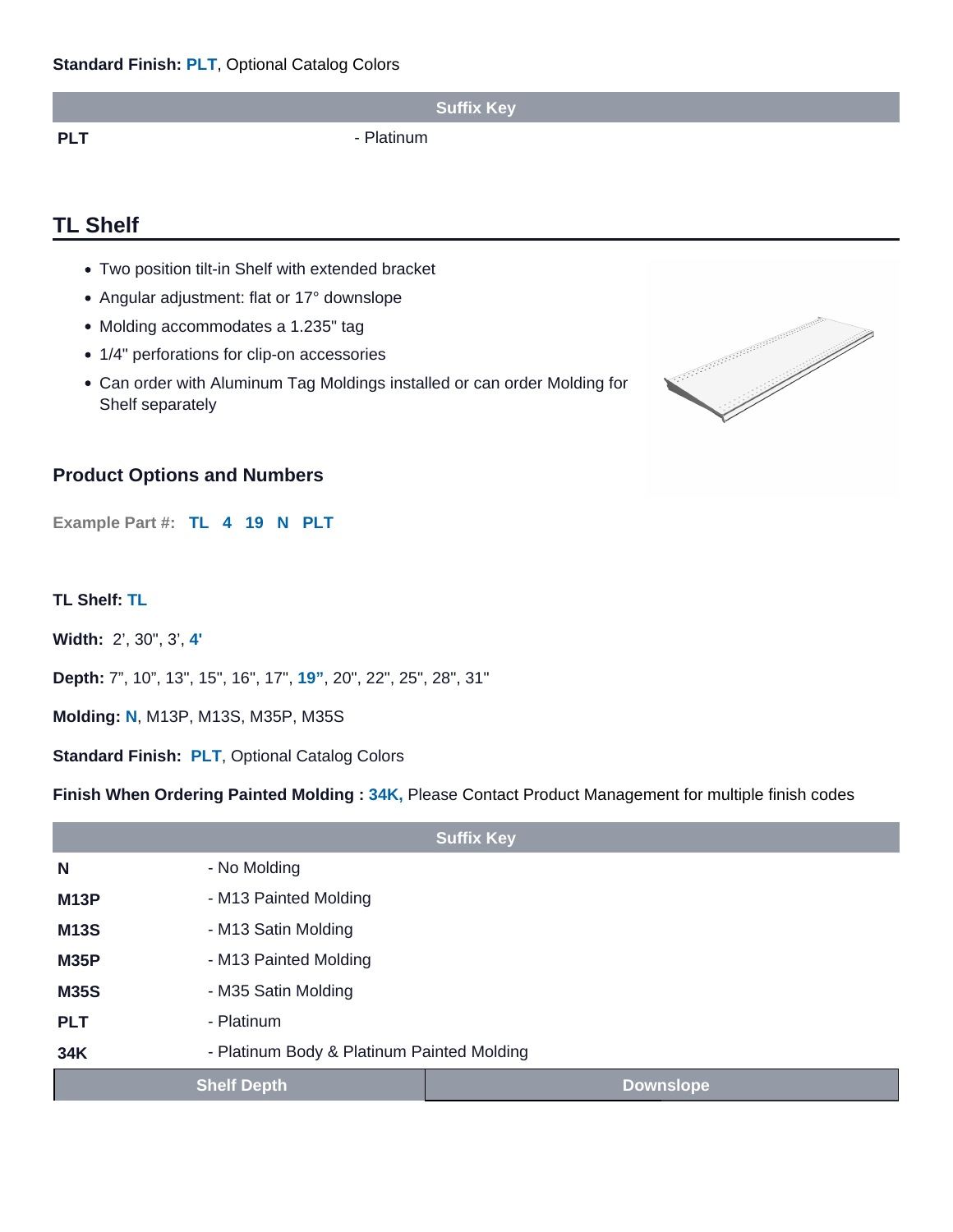**Standard Finish:** PLT, Optional Catalog Colors

| Suffix Key | |
|---|---|
| **PLT** | - Platinum |

## TL Shelf

- Two position tilt-in Shelf with extended bracket
- Angular adjustment: flat or 17° downslope
- Molding accommodates a 1.235" tag
- 1/4" perforations for clip-on accessories
- Can order with Aluminum Tag Moldings installed or can order Molding for Shelf separately

### Product Options and Numbers

**Example Part #:** TL 4 19 N PLT

**TL Shelf:** TL

**Width:** 2', 30", 3', 4'

**Depth:** 7", 10", 13", 15", 16", 17", 19", 20", 22", 25", 28", 31"

**Molding:** N, M13P, M13S, M35P, M35S

**Standard Finish:** PLT, Optional Catalog Colors

**Finish When Ordering Painted Molding :** 34K, Please Contact Product Management for multiple finish codes

| Suffix Key | |
|---|---|
| **N** | - No Molding |
| **M13P** | - M13 Painted Molding |
| **M13S** | - M13 Satin Molding |
| **M35P** | - M13 Painted Molding |
| **M35S** | - M35 Satin Molding |
| **PLT** | - Platinum |
| **34K** | - Platinum Body & Platinum Painted Molding |

| Shelf Depth | Downslope |
|---|---|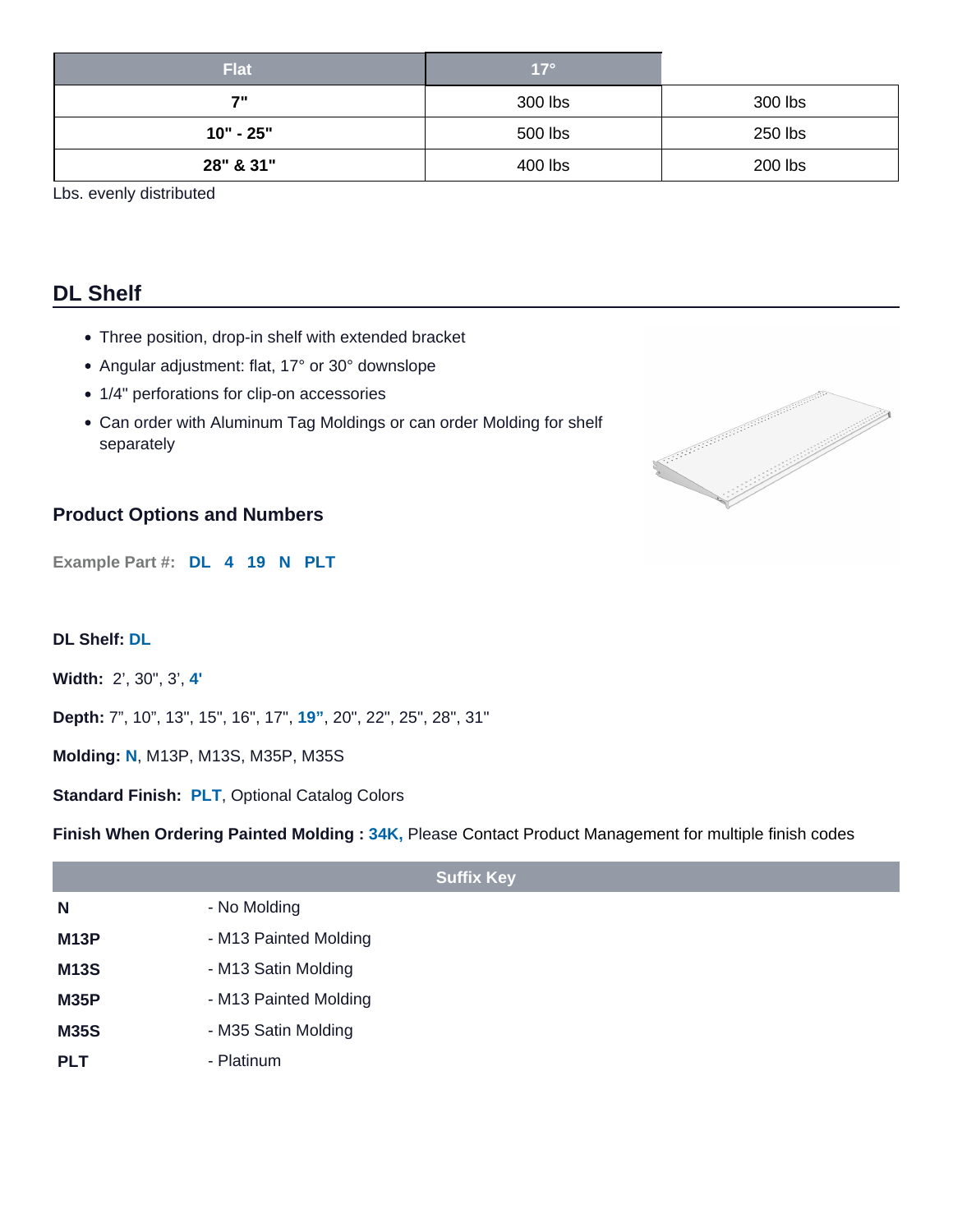| Flat | 17° | |
|---|---|---|
| 7" | 300 lbs | 300 lbs |
| 10" - 25" | 500 lbs | 250 lbs |
| 28" & 31" | 400 lbs | 200 lbs |

Lbs. evenly distributed

## DL Shelf

- Three position, drop-in shelf with extended bracket
- Angular adjustment: flat, 17° or 30° downslope
- 1/4" perforations for clip-on accessories
- Can order with Aluminum Tag Moldings or can order Molding for shelf separately

### Product Options and Numbers

**Example Part #:** **DL 4 19 N PLT**

**DL Shelf:** **DL**

**Width:** 2', 30", 3', **4'**

**Depth:** 7", 10", 13", 15", 16", 17", **19"**, 20", 22", 25", 28", 31"

**Molding:** **N**, M13P, M13S, M35P, M35S

**Standard Finish:** **PLT**, Optional Catalog Colors

**Finish When Ordering Painted Molding :** **34K,** Please Contact Product Management for multiple finish codes

| Suffix Key | |
|---|---|
| **N** | - No Molding |
| **M13P** | - M13 Painted Molding |
| **M13S** | - M13 Satin Molding |
| **M35P** | - M13 Painted Molding |
| **M35S** | - M35 Satin Molding |
| **PLT** | - Platinum |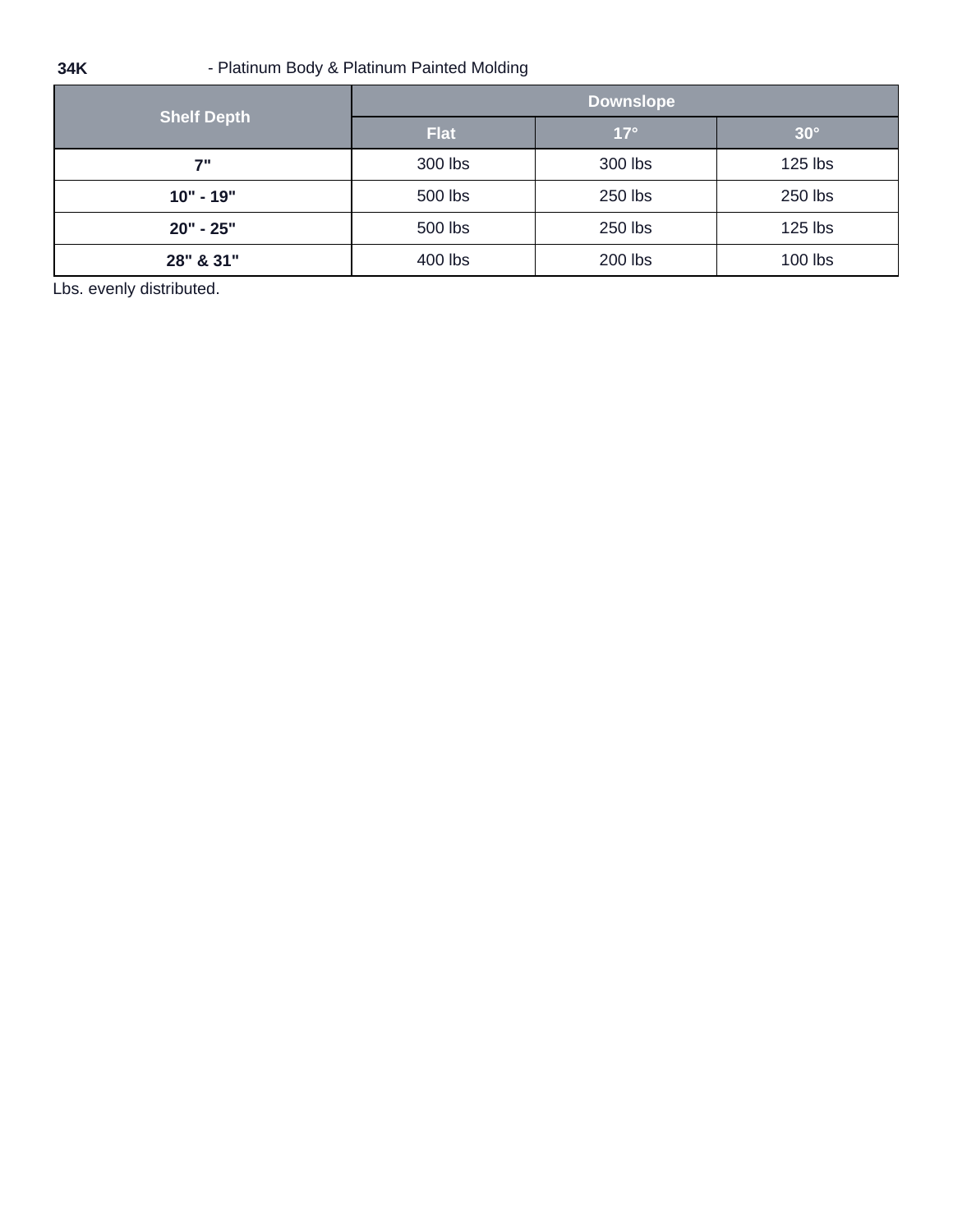**34K** - Platinum Body & Platinum Painted Molding

| Shelf Depth | Downslope | | |
|---|---|---|---|
| | Flat | 17° | 30° |
| 7" | 300 lbs | 300 lbs | 125 lbs |
| 10" - 19" | 500 lbs | 250 lbs | 250 lbs |
| 20" - 25" | 500 lbs | 250 lbs | 125 lbs |
| 28" & 31" | 400 lbs | 200 lbs | 100 lbs |

Lbs. evenly distributed.